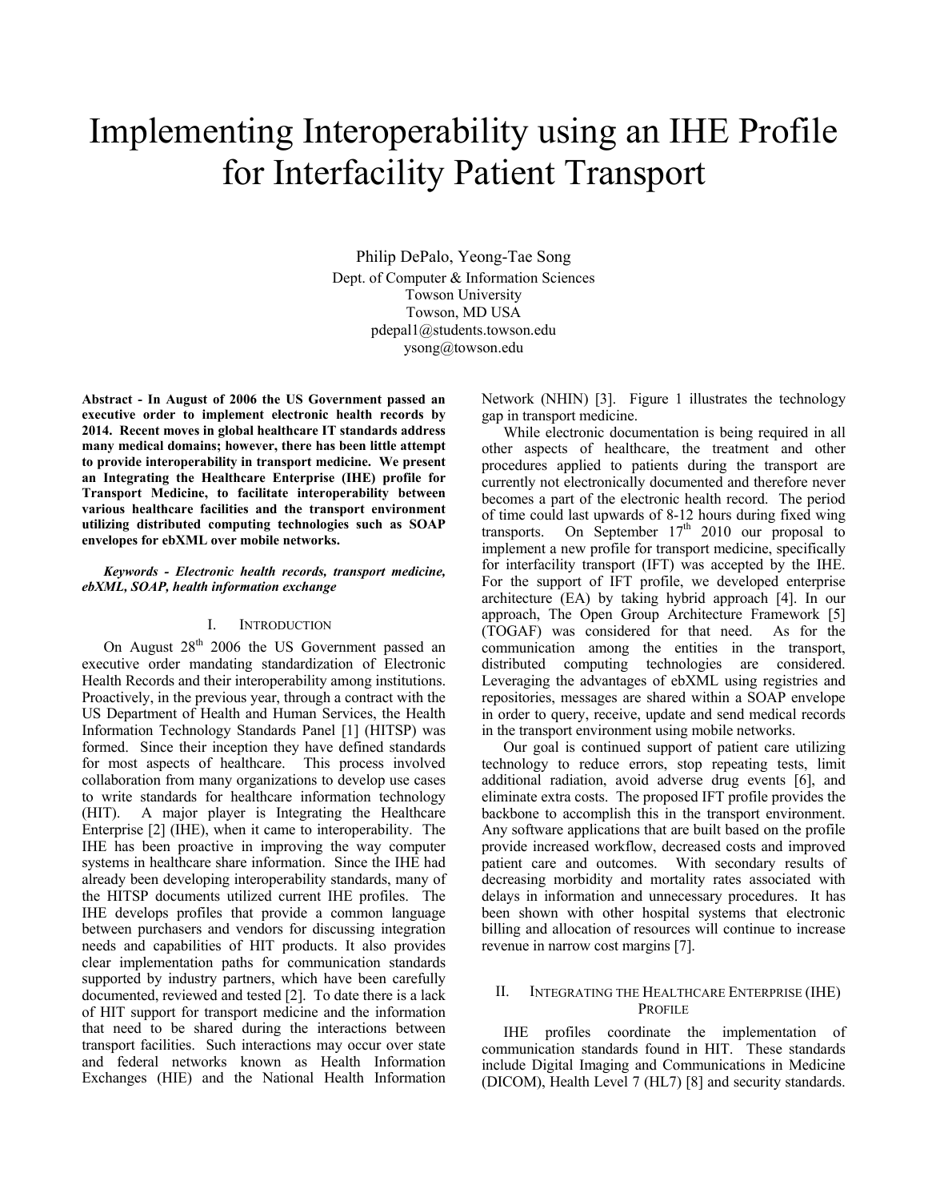# Implementing Interoperability using an IHE Profile for Interfacility Patient Transport

Philip DePalo, Yeong-Tae Song
Dept. of Computer & Information Sciences
Towson University
Towson, MD USA
pdepal1@students.towson.edu
ysong@towson.edu

**Abstract - In August of 2006 the US Government passed an executive order to implement electronic health records by 2014. Recent moves in global healthcare IT standards address many medical domains; however, there has been little attempt to provide interoperability in transport medicine. We present an Integrating the Healthcare Enterprise (IHE) profile for Transport Medicine, to facilitate interoperability between various healthcare facilities and the transport environment utilizing distributed computing technologies such as SOAP envelopes for ebXML over mobile networks.**

***Keywords - Electronic health records, transport medicine, ebXML, SOAP, health information exchange***

## I. Introduction

On August 28th 2006 the US Government passed an executive order mandating standardization of Electronic Health Records and their interoperability among institutions. Proactively, in the previous year, through a contract with the US Department of Health and Human Services, the Health Information Technology Standards Panel [1] (HITSP) was formed. Since their inception they have defined standards for most aspects of healthcare. This process involved collaboration from many organizations to develop use cases to write standards for healthcare information technology (HIT). A major player is Integrating the Healthcare Enterprise [2] (IHE), when it came to interoperability. The IHE has been proactive in improving the way computer systems in healthcare share information. Since the IHE had already been developing interoperability standards, many of the HITSP documents utilized current IHE profiles. The IHE develops profiles that provide a common language between purchasers and vendors for discussing integration needs and capabilities of HIT products. It also provides clear implementation paths for communication standards supported by industry partners, which have been carefully documented, reviewed and tested [2]. To date there is a lack of HIT support for transport medicine and the information that need to be shared during the interactions between transport facilities. Such interactions may occur over state and federal networks known as Health Information Exchanges (HIE) and the National Health Information Network (NHIN) [3]. Figure 1 illustrates the technology gap in transport medicine.

While electronic documentation is being required in all other aspects of healthcare, the treatment and other procedures applied to patients during the transport are currently not electronically documented and therefore never becomes a part of the electronic health record. The period of time could last upwards of 8-12 hours during fixed wing transports. On September 17th 2010 our proposal to implement a new profile for transport medicine, specifically for interfacility transport (IFT) was accepted by the IHE. For the support of IFT profile, we developed enterprise architecture (EA) by taking hybrid approach [4]. In our approach, The Open Group Architecture Framework [5] (TOGAF) was considered for that need. As for the communication among the entities in the transport, distributed computing technologies are considered. Leveraging the advantages of ebXML using registries and repositories, messages are shared within a SOAP envelope in order to query, receive, update and send medical records in the transport environment using mobile networks.

Our goal is continued support of patient care utilizing technology to reduce errors, stop repeating tests, limit additional radiation, avoid adverse drug events [6], and eliminate extra costs. The proposed IFT profile provides the backbone to accomplish this in the transport environment. Any software applications that are built based on the profile provide increased workflow, decreased costs and improved patient care and outcomes. With secondary results of decreasing morbidity and mortality rates associated with delays in information and unnecessary procedures. It has been shown with other hospital systems that electronic billing and allocation of resources will continue to increase revenue in narrow cost margins [7].

## II. Integrating the Healthcare Enterprise (IHE) Profile

IHE profiles coordinate the implementation of communication standards found in HIT. These standards include Digital Imaging and Communications in Medicine (DICOM), Health Level 7 (HL7) [8] and security standards.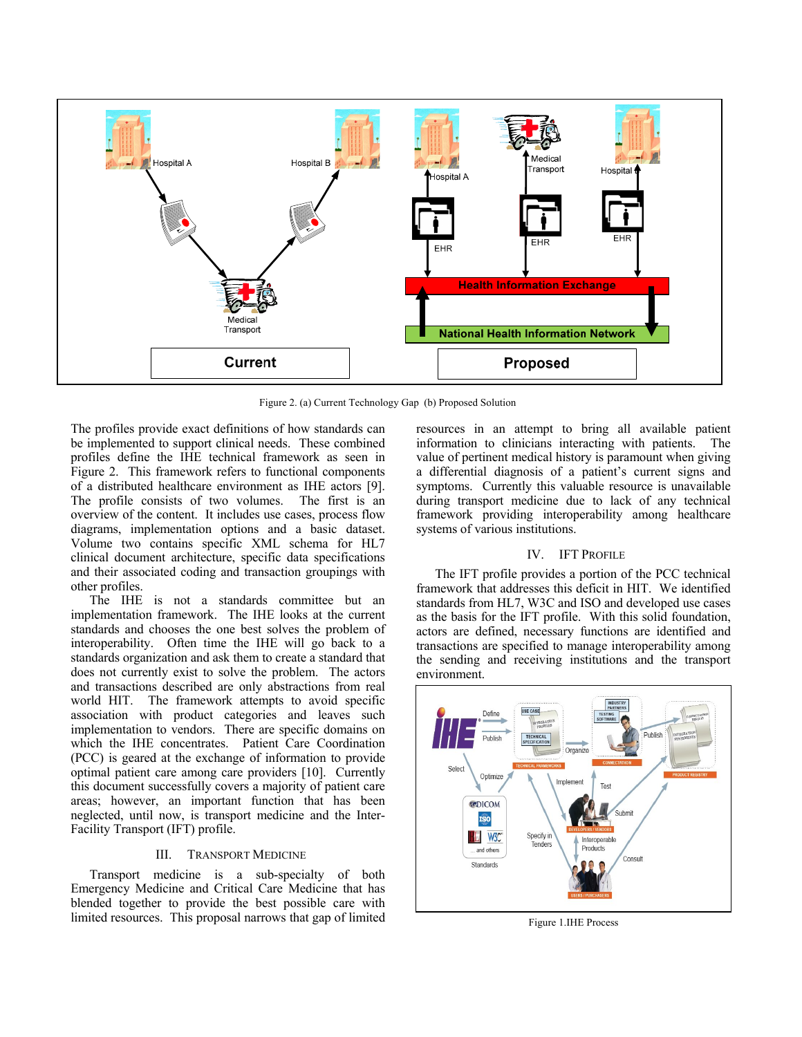Figure 2. (a) Current Technology Gap (b) Proposed Solution

The profiles provide exact definitions of how standards can be implemented to support clinical needs. These combined profiles define the IHE technical framework as seen in Figure 2. This framework refers to functional components of a distributed healthcare environment as IHE actors [9]. The profile consists of two volumes. The first is an overview of the content. It includes use cases, process flow diagrams, implementation options and a basic dataset. Volume two contains specific XML schema for HL7 clinical document architecture, specific data specifications and their associated coding and transaction groupings with other profiles.

The IHE is not a standards committee but an implementation framework. The IHE looks at the current standards and chooses the one best solves the problem of interoperability. Often time the IHE will go back to a standards organization and ask them to create a standard that does not currently exist to solve the problem. The actors and transactions described are only abstractions from real world HIT. The framework attempts to avoid specific association with product categories and leaves such implementation to vendors. There are specific domains on which the IHE concentrates. Patient Care Coordination (PCC) is geared at the exchange of information to provide optimal patient care among care providers [10]. Currently this document successfully covers a majority of patient care areas; however, an important function that has been neglected, until now, is transport medicine and the Inter-Facility Transport (IFT) profile.

## III. Transport Medicine

Transport medicine is a sub-specialty of both Emergency Medicine and Critical Care Medicine that has blended together to provide the best possible care with limited resources. This proposal narrows that gap of limited resources in an attempt to bring all available patient information to clinicians interacting with patients. The value of pertinent medical history is paramount when giving a differential diagnosis of a patient's current signs and symptoms. Currently this valuable resource is unavailable during transport medicine due to lack of any technical framework providing interoperability among healthcare systems of various institutions.

## IV. IFT Profile

The IFT profile provides a portion of the PCC technical framework that addresses this deficit in HIT. We identified standards from HL7, W3C and ISO and developed use cases as the basis for the IFT profile. With this solid foundation, actors are defined, necessary functions are identified and transactions are specified to manage interoperability among the sending and receiving institutions and the transport environment.

Figure 1.IHE Process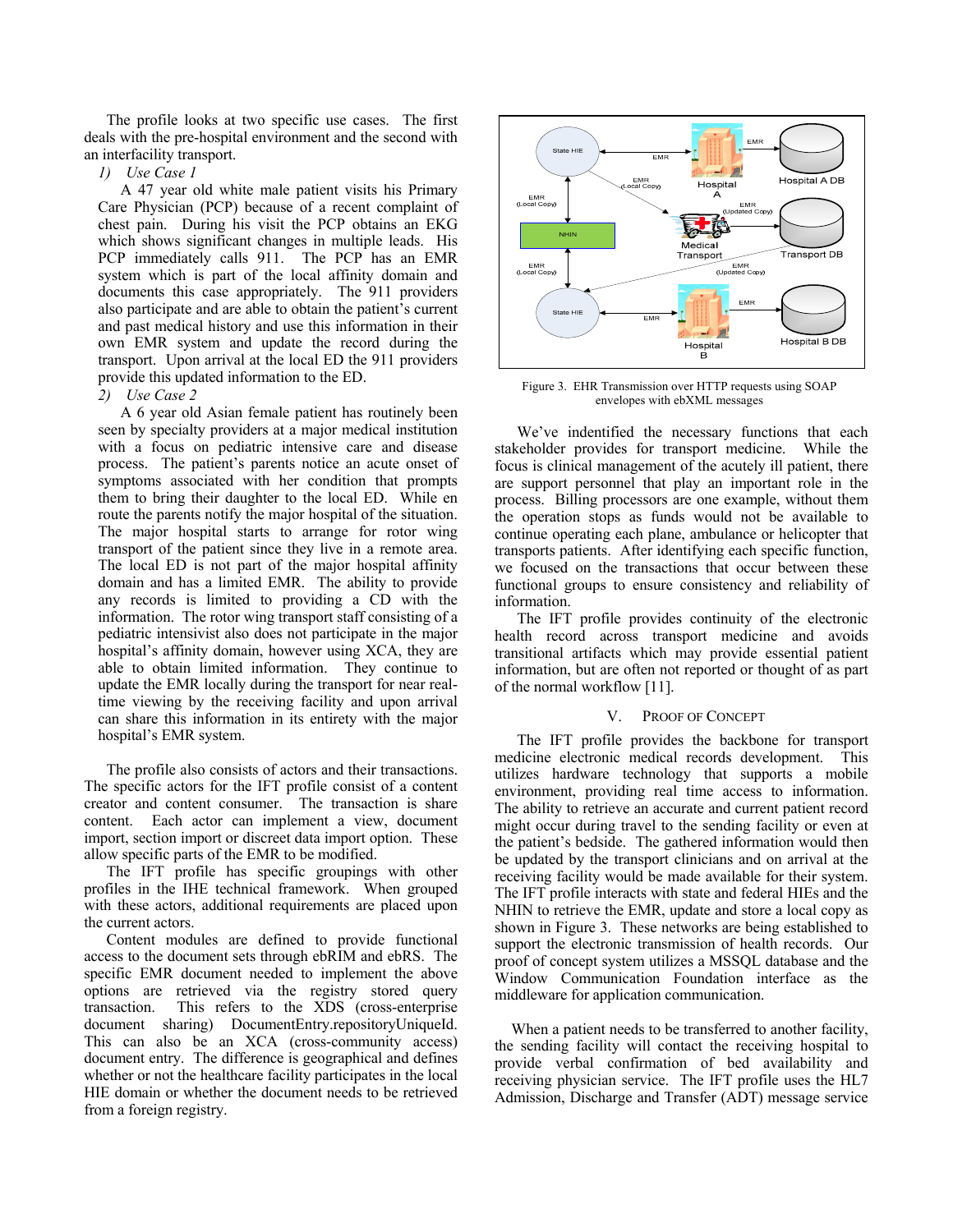The profile looks at two specific use cases. The first deals with the pre-hospital environment and the second with an interfacility transport.

*1) Use Case 1*

A 47 year old white male patient visits his Primary Care Physician (PCP) because of a recent complaint of chest pain. During his visit the PCP obtains an EKG which shows significant changes in multiple leads. His PCP immediately calls 911. The PCP has an EMR system which is part of the local affinity domain and documents this case appropriately. The 911 providers also participate and are able to obtain the patient's current and past medical history and use this information in their own EMR system and update the record during the transport. Upon arrival at the local ED the 911 providers provide this updated information to the ED.

*2) Use Case 2*

A 6 year old Asian female patient has routinely been seen by specialty providers at a major medical institution with a focus on pediatric intensive care and disease process. The patient's parents notice an acute onset of symptoms associated with her condition that prompts them to bring their daughter to the local ED. While en route the parents notify the major hospital of the situation. The major hospital starts to arrange for rotor wing transport of the patient since they live in a remote area. The local ED is not part of the major hospital affinity domain and has a limited EMR. The ability to provide any records is limited to providing a CD with the information. The rotor wing transport staff consisting of a pediatric intensivist also does not participate in the major hospital's affinity domain, however using XCA, they are able to obtain limited information. They continue to update the EMR locally during the transport for near real-time viewing by the receiving facility and upon arrival can share this information in its entirety with the major hospital's EMR system.

The profile also consists of actors and their transactions. The specific actors for the IFT profile consist of a content creator and content consumer. The transaction is share content. Each actor can implement a view, document import, section import or discreet data import option. These allow specific parts of the EMR to be modified.

The IFT profile has specific groupings with other profiles in the IHE technical framework. When grouped with these actors, additional requirements are placed upon the current actors.

Content modules are defined to provide functional access to the document sets through ebRIM and ebRS. The specific EMR document needed to implement the above options are retrieved via the registry stored query transaction. This refers to the XDS (cross-enterprise document sharing) DocumentEntry.repositoryUniqueId. This can also be an XCA (cross-community access) document entry. The difference is geographical and defines whether or not the healthcare facility participates in the local HIE domain or whether the document needs to be retrieved from a foreign registry.

Figure 3. EHR Transmission over HTTP requests using SOAP envelopes with ebXML messages

We've indentified the necessary functions that each stakeholder provides for transport medicine. While the focus is clinical management of the acutely ill patient, there are support personnel that play an important role in the process. Billing processors are one example, without them the operation stops as funds would not be available to continue operating each plane, ambulance or helicopter that transports patients. After identifying each specific function, we focused on the transactions that occur between these functional groups to ensure consistency and reliability of information.

The IFT profile provides continuity of the electronic health record across transport medicine and avoids transitional artifacts which may provide essential patient information, but are often not reported or thought of as part of the normal workflow [11].

## V. Proof of Concept

The IFT profile provides the backbone for transport medicine electronic medical records development. This utilizes hardware technology that supports a mobile environment, providing real time access to information. The ability to retrieve an accurate and current patient record might occur during travel to the sending facility or even at the patient's bedside. The gathered information would then be updated by the transport clinicians and on arrival at the receiving facility would be made available for their system. The IFT profile interacts with state and federal HIEs and the NHIN to retrieve the EMR, update and store a local copy as shown in Figure 3. These networks are being established to support the electronic transmission of health records. Our proof of concept system utilizes a MSSQL database and the Window Communication Foundation interface as the middleware for application communication.

When a patient needs to be transferred to another facility, the sending facility will contact the receiving hospital to provide verbal confirmation of bed availability and receiving physician service. The IFT profile uses the HL7 Admission, Discharge and Transfer (ADT) message service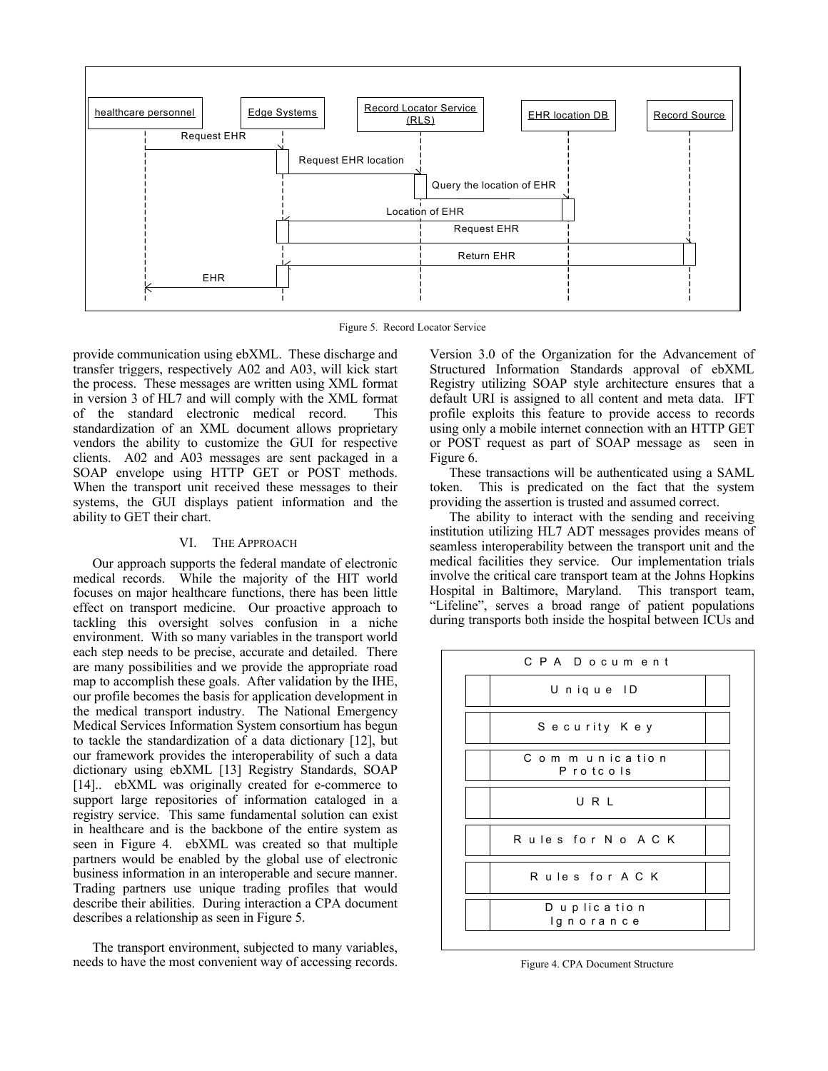Figure 5. Record Locator Service

provide communication using ebXML. These discharge and transfer triggers, respectively A02 and A03, will kick start the process. These messages are written using XML format in version 3 of HL7 and will comply with the XML format of the standard electronic medical record. This standardization of an XML document allows proprietary vendors the ability to customize the GUI for respective clients. A02 and A03 messages are sent packaged in a SOAP envelope using HTTP GET or POST methods. When the transport unit received these messages to their systems, the GUI displays patient information and the ability to GET their chart.

## VI. The Approach

Our approach supports the federal mandate of electronic medical records. While the majority of the HIT world focuses on major healthcare functions, there has been little effect on transport medicine. Our proactive approach to tackling this oversight solves confusion in a niche environment. With so many variables in the transport world each step needs to be precise, accurate and detailed. There are many possibilities and we provide the appropriate road map to accomplish these goals. After validation by the IHE, our profile becomes the basis for application development in the medical transport industry. The National Emergency Medical Services Information System consortium has begun to tackle the standardization of a data dictionary [12], but our framework provides the interoperability of such a data dictionary using ebXML [13] Registry Standards, SOAP [14].. ebXML was originally created for e-commerce to support large repositories of information cataloged in a registry service. This same fundamental solution can exist in healthcare and is the backbone of the entire system as seen in Figure 4. ebXML was created so that multiple partners would be enabled by the global use of electronic business information in an interoperable and secure manner. Trading partners use unique trading profiles that would describe their abilities. During interaction a CPA document describes a relationship as seen in Figure 5.

The transport environment, subjected to many variables, needs to have the most convenient way of accessing records. Version 3.0 of the Organization for the Advancement of Structured Information Standards approval of ebXML Registry utilizing SOAP style architecture ensures that a default URI is assigned to all content and meta data. IFT profile exploits this feature to provide access to records using only a mobile internet connection with an HTTP GET or POST request as part of SOAP message as seen in Figure 6.

These transactions will be authenticated using a SAML token. This is predicated on the fact that the system providing the assertion is trusted and assumed correct.

The ability to interact with the sending and receiving institution utilizing HL7 ADT messages provides means of seamless interoperability between the transport unit and the medical facilities they service. Our implementation trials involve the critical care transport team at the Johns Hopkins Hospital in Baltimore, Maryland. This transport team, "Lifeline", serves a broad range of patient populations during transports both inside the hospital between ICUs and

Figure 4. CPA Document Structure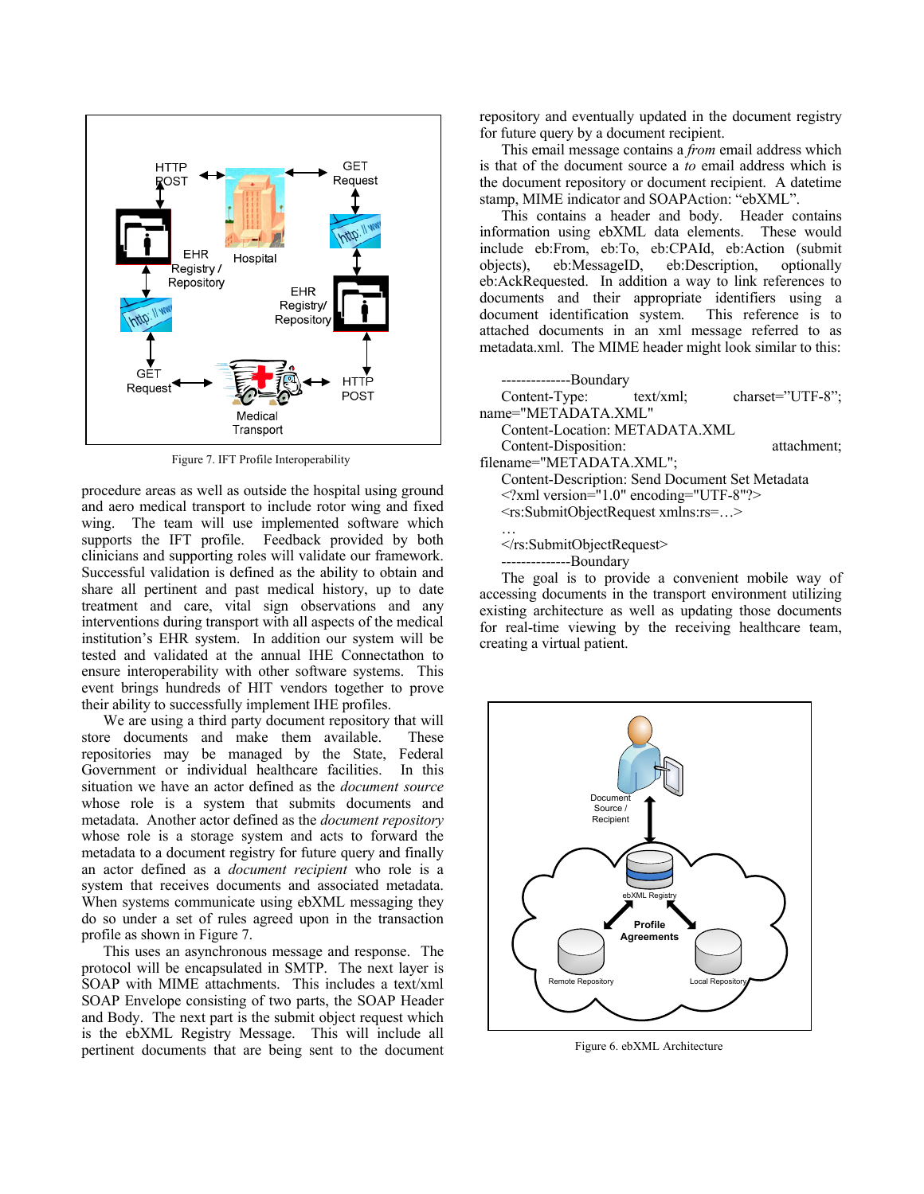Figure 7. IFT Profile Interoperability

procedure areas as well as outside the hospital using ground and aero medical transport to include rotor wing and fixed wing. The team will use implemented software which supports the IFT profile. Feedback provided by both clinicians and supporting roles will validate our framework. Successful validation is defined as the ability to obtain and share all pertinent and past medical history, up to date treatment and care, vital sign observations and any interventions during transport with all aspects of the medical institution's EHR system. In addition our system will be tested and validated at the annual IHE Connectathon to ensure interoperability with other software systems. This event brings hundreds of HIT vendors together to prove their ability to successfully implement IHE profiles.

We are using a third party document repository that will store documents and make them available. These repositories may be managed by the State, Federal Government or individual healthcare facilities. In this situation we have an actor defined as the *document source* whose role is a system that submits documents and metadata. Another actor defined as the *document repository* whose role is a storage system and acts to forward the metadata to a document registry for future query and finally an actor defined as a *document recipient* who role is a system that receives documents and associated metadata. When systems communicate using ebXML messaging they do so under a set of rules agreed upon in the transaction profile as shown in Figure 7.

This uses an asynchronous message and response. The protocol will be encapsulated in SMTP. The next layer is SOAP with MIME attachments. This includes a text/xml SOAP Envelope consisting of two parts, the SOAP Header and Body. The next part is the submit object request which is the ebXML Registry Message. This will include all pertinent documents that are being sent to the document repository and eventually updated in the document registry for future query by a document recipient.

This email message contains a *from* email address which is that of the document source a *to* email address which is the document repository or document recipient. A datetime stamp, MIME indicator and SOAPAction: "ebXML".

This contains a header and body. Header contains information using ebXML data elements. These would include eb:From, eb:To, eb:CPAId, eb:Action (submit objects), eb:MessageID, eb:Description, optionally eb:AckRequested. In addition a way to link references to documents and their appropriate identifiers using a document identification system. This reference is to attached documents in an xml message referred to as metadata.xml. The MIME header might look similar to this:

```
--------------Boundary
Content-Type: text/xml; charset="UTF-8";
name="METADATA.XML"
Content-Location: METADATA.XML
Content-Disposition: attachment;
filename="METADATA.XML";
Content-Description: Send Document Set Metadata
<?xml version="1.0" encoding="UTF-8"?>
<rs:SubmitObjectRequest xmlns:rs=…>
…
</rs:SubmitObjectRequest>
--------------Boundary
```

The goal is to provide a convenient mobile way of accessing documents in the transport environment utilizing existing architecture as well as updating those documents for real-time viewing by the receiving healthcare team, creating a virtual patient.

Figure 6. ebXML Architecture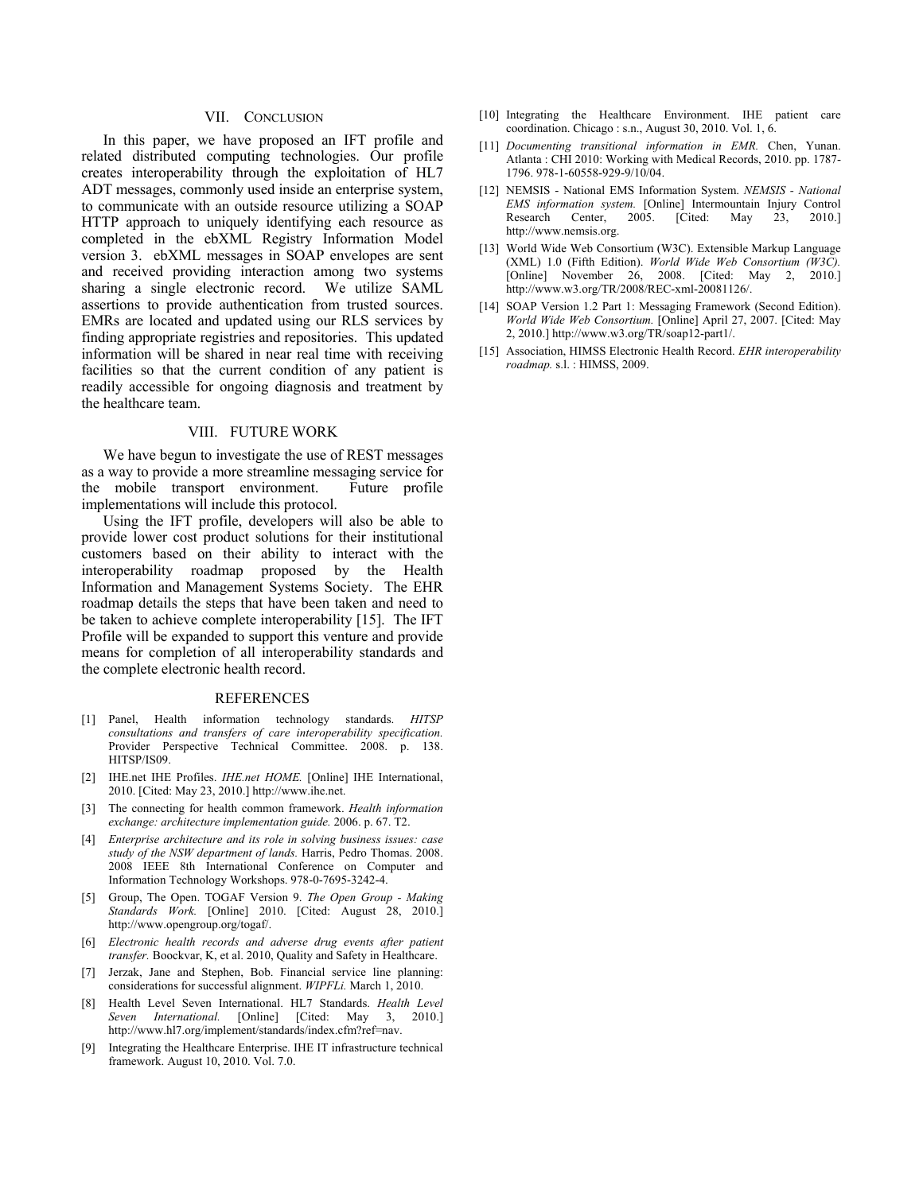## VII. Conclusion

In this paper, we have proposed an IFT profile and related distributed computing technologies. Our profile creates interoperability through the exploitation of HL7 ADT messages, commonly used inside an enterprise system, to communicate with an outside resource utilizing a SOAP HTTP approach to uniquely identifying each resource as completed in the ebXML Registry Information Model version 3. ebXML messages in SOAP envelopes are sent and received providing interaction among two systems sharing a single electronic record. We utilize SAML assertions to provide authentication from trusted sources. EMRs are located and updated using our RLS services by finding appropriate registries and repositories. This updated information will be shared in near real time with receiving facilities so that the current condition of any patient is readily accessible for ongoing diagnosis and treatment by the healthcare team.

## VIII. Future Work

We have begun to investigate the use of REST messages as a way to provide a more streamline messaging service for the mobile transport environment. Future profile implementations will include this protocol.

Using the IFT profile, developers will also be able to provide lower cost product solutions for their institutional customers based on their ability to interact with the interoperability roadmap proposed by the Health Information and Management Systems Society. The EHR roadmap details the steps that have been taken and need to be taken to achieve complete interoperability [15]. The IFT Profile will be expanded to support this venture and provide means for completion of all interoperability standards and the complete electronic health record.

## References

[1] Panel, Health information technology standards. *HITSP consultations and transfers of care interoperability specification.* Provider Perspective Technical Committee. 2008. p. 138. HITSP/IS09.

[2] IHE.net IHE Profiles. *IHE.net HOME.* [Online] IHE International, 2010. [Cited: May 23, 2010.] http://www.ihe.net.

[3] The connecting for health common framework. *Health information exchange: architecture implementation guide.* 2006. p. 67. T2.

[4] *Enterprise architecture and its role in solving business issues: case study of the NSW department of lands.* Harris, Pedro Thomas. 2008. 2008 IEEE 8th International Conference on Computer and Information Technology Workshops. 978-0-7695-3242-4.

[5] Group, The Open. TOGAF Version 9. *The Open Group - Making Standards Work.* [Online] 2010. [Cited: August 28, 2010.] http://www.opengroup.org/togaf/.

[6] *Electronic health records and adverse drug events after patient transfer.* Boockvar, K, et al. 2010, Quality and Safety in Healthcare.

[7] Jerzak, Jane and Stephen, Bob. Financial service line planning: considerations for successful alignment. *WIPFLi.* March 1, 2010.

[8] Health Level Seven International. HL7 Standards. *Health Level Seven International.* [Online] [Cited: May 3, 2010.] http://www.hl7.org/implement/standards/index.cfm?ref=nav.

[9] Integrating the Healthcare Enterprise. IHE IT infrastructure technical framework. August 10, 2010. Vol. 7.0.

[10] Integrating the Healthcare Environment. IHE patient care coordination. Chicago : s.n., August 30, 2010. Vol. 1, 6.

[11] *Documenting transitional information in EMR.* Chen, Yunan. Atlanta : CHI 2010: Working with Medical Records, 2010. pp. 1787-1796. 978-1-60558-929-9/10/04.

[12] NEMSIS - National EMS Information System. *NEMSIS - National EMS information system.* [Online] Intermountain Injury Control Research Center, 2005. [Cited: May 23, 2010.] http://www.nemsis.org.

[13] World Wide Web Consortium (W3C). Extensible Markup Language (XML) 1.0 (Fifth Edition). *World Wide Web Consortium (W3C).* [Online] November 26, 2008. [Cited: May 2, 2010.] http://www.w3.org/TR/2008/REC-xml-20081126/.

[14] SOAP Version 1.2 Part 1: Messaging Framework (Second Edition). *World Wide Web Consortium.* [Online] April 27, 2007. [Cited: May 2, 2010.] http://www.w3.org/TR/soap12-part1/.

[15] Association, HIMSS Electronic Health Record. *EHR interoperability roadmap.* s.l. : HIMSS, 2009.